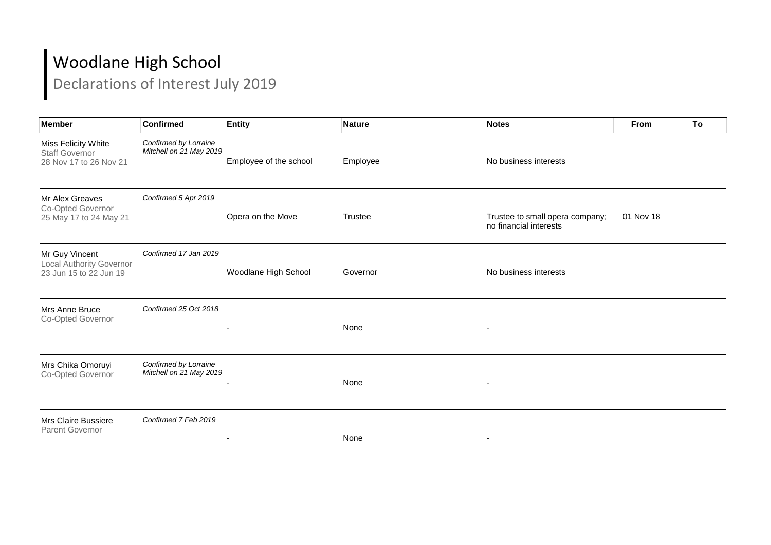# Woodlane High School

## Declarations of Interest July 2019

| Member | Confirmed | Entity | Nature | Notes | From | To |
|---|---|---|---|---|---|---|
| Miss Felicity White<br>Staff Governor<br>28 Nov 17 to 26 Nov 21 | *Confirmed by Lorraine Mitchell on 21 May 2019* | Employee of the school | Employee | No business interests | | |
| Mr Alex Greaves<br>Co-Opted Governor<br>25 May 17 to 24 May 21 | *Confirmed 5 Apr 2019* | Opera on the Move | Trustee | Trustee to small opera company; no financial interests | 01 Nov 18 | |
| Mr Guy Vincent<br>Local Authority Governor<br>23 Jun 15 to 22 Jun 19 | *Confirmed 17 Jan 2019* | Woodlane High School | Governor | No business interests | | |
| Mrs Anne Bruce<br>Co-Opted Governor | *Confirmed 25 Oct 2018* | - | None | - | | |
| Mrs Chika Omoruyi<br>Co-Opted Governor | *Confirmed by Lorraine Mitchell on 21 May 2019* | - | None | - | | |
| Mrs Claire Bussiere<br>Parent Governor | *Confirmed 7 Feb 2019* | - | None | - | | |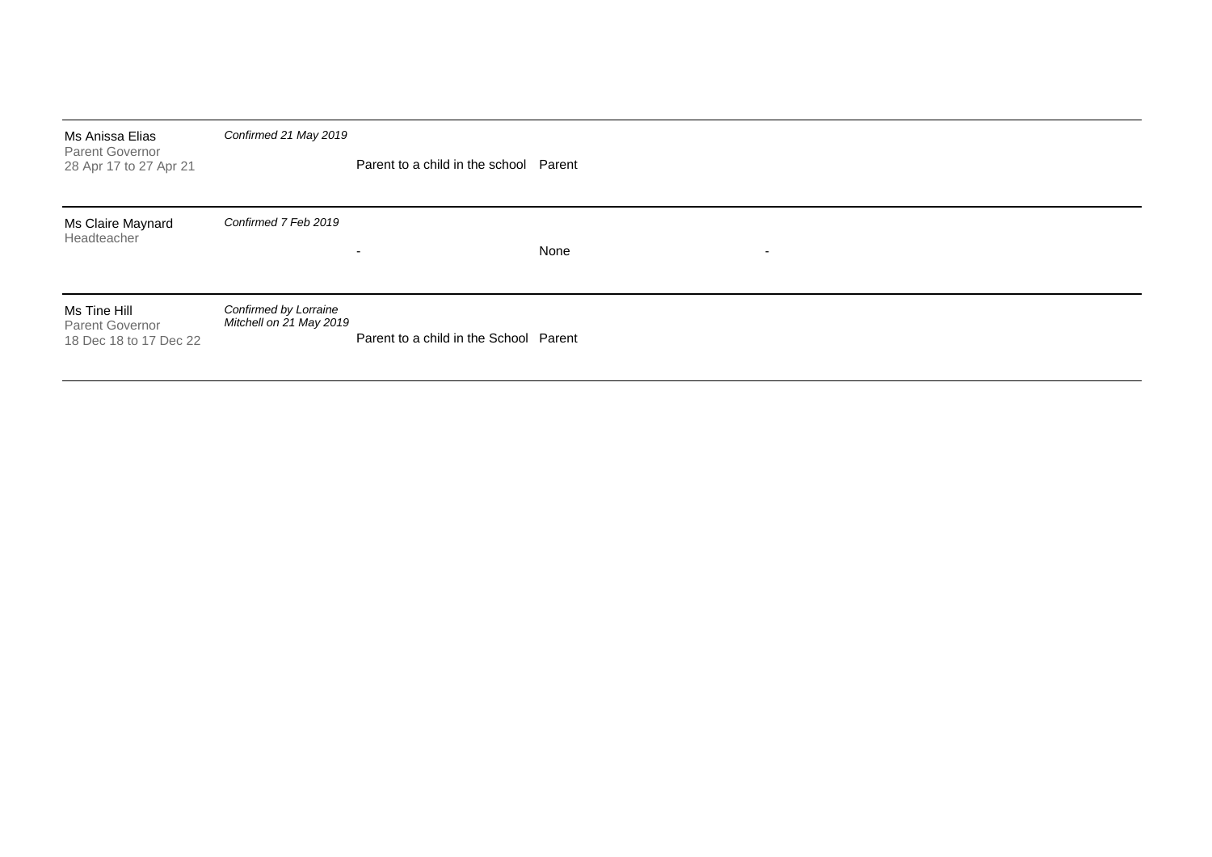| | | | | |
|---|---|---|---|---|
| Ms Anissa Elias<br>Parent Governor<br>28 Apr 17 to 27 Apr 21 | *Confirmed 21 May 2019* | Parent to a child in the school | Parent | |
| Ms Claire Maynard<br>Headteacher | *Confirmed 7 Feb 2019* | - | None | - |
| Ms Tine Hill<br>Parent Governor<br>18 Dec 18 to 17 Dec 22 | *Confirmed by Lorraine Mitchell on 21 May 2019* | Parent to a child in the School | Parent | |